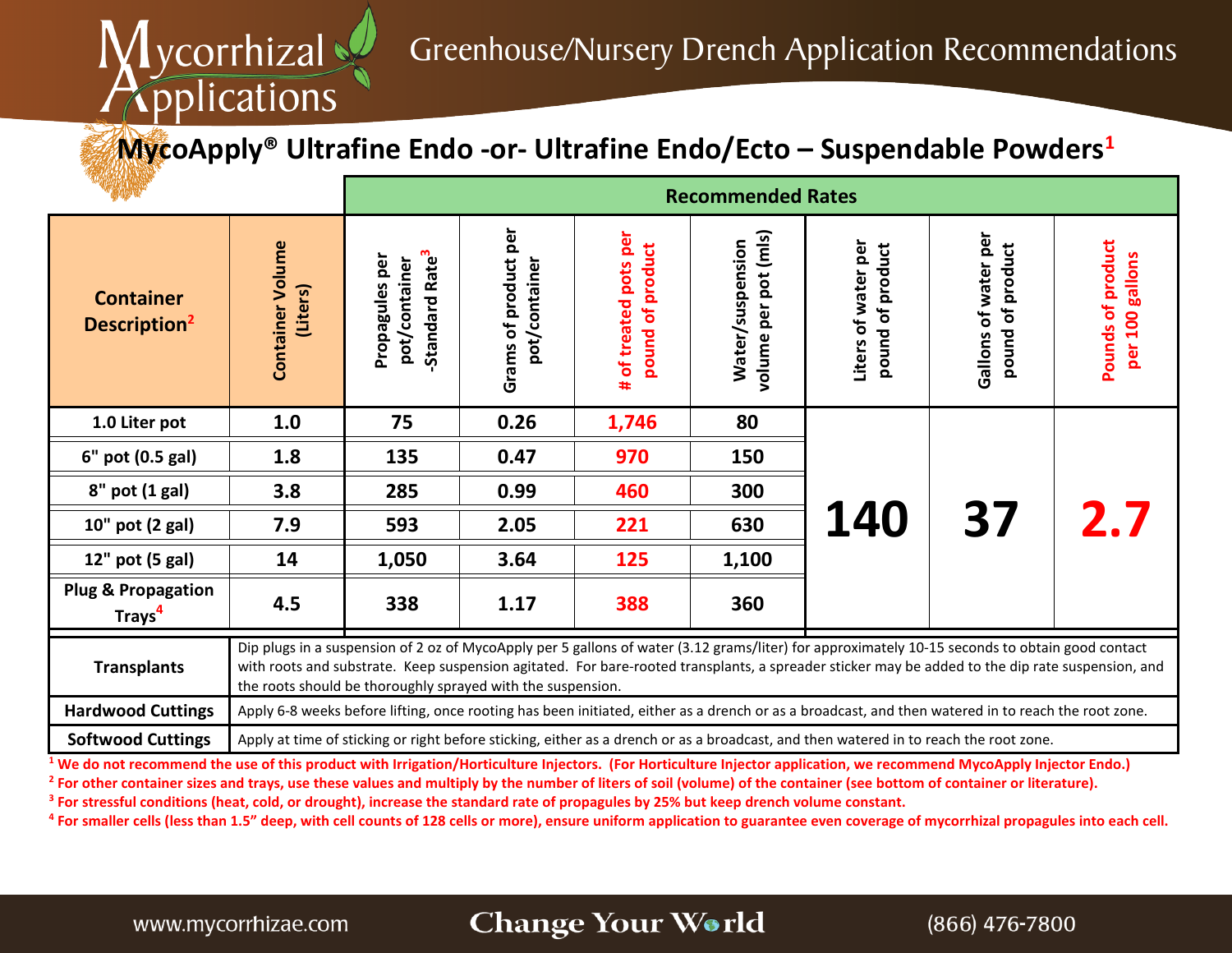# Mycorrhizal Applications

## Greenhouse/Nursery Drench Application Recommendations

### MycoApply® Ultrafine Endo -or- Ultrafine Endo/Ecto – Suspendable Powders[1]

| Container Description[2] | Container Volume (Liters) | Recommended Rates: Propagules per pot/container -Standard Rate[3] | Grams of product per pot/container | # of treated pots per pound of product | Water/suspension volume per pot (mls) | Liters of water per pound of product | Gallons of water per pound of product | Pounds of product per 100 gallons |
|---|---|---|---|---|---|---|---|---|
| 1.0 Liter pot | 1.0 | 75 | 0.26 | 1,746 | 80 | 140 | 37 | 2.7 |
| 6" pot (0.5 gal) | 1.8 | 135 | 0.47 | 970 | 150 | 140 | 37 | 2.7 |
| 8" pot (1 gal) | 3.8 | 285 | 0.99 | 460 | 300 | 140 | 37 | 2.7 |
| 10" pot (2 gal) | 7.9 | 593 | 2.05 | 221 | 630 | 140 | 37 | 2.7 |
| 12" pot (5 gal) | 14 | 1,050 | 3.64 | 125 | 1,100 | 140 | 37 | 2.7 |
| Plug & Propagation Trays[4] | 4.5 | 338 | 1.17 | 388 | 360 | 140 | 37 | 2.7 |

| | |
|---|---|
| **Transplants** | Dip plugs in a suspension of 2 oz of MycoApply per 5 gallons of water (3.12 grams/liter) for approximately 10-15 seconds to obtain good contact with roots and substrate. Keep suspension agitated. For bare-rooted transplants, a spreader sticker may be added to the dip rate suspension, and the roots should be thoroughly sprayed with the suspension. |
| **Hardwood Cuttings** | Apply 6-8 weeks before lifting, once rooting has been initiated, either as a drench or as a broadcast, and then watered in to reach the root zone. |
| **Softwood Cuttings** | Apply at time of sticking or right before sticking, either as a drench or as a broadcast, and then watered in to reach the root zone. |

[1] We do not recommend the use of this product with Irrigation/Horticulture Injectors. (For Horticulture Injector application, we recommend MycoApply Injector Endo.)

[2] For other container sizes and trays, use these values and multiply by the number of liters of soil (volume) of the container (see bottom of container or literature).

[3] For stressful conditions (heat, cold, or drought), increase the standard rate of propagules by 25% but keep drench volume constant.

[4] For smaller cells (less than 1.5" deep, with cell counts of 128 cells or more), ensure uniform application to guarantee even coverage of mycorrhizal propagules into each cell.

www.mycorrhizae.com | Change Your World | (866) 476-7800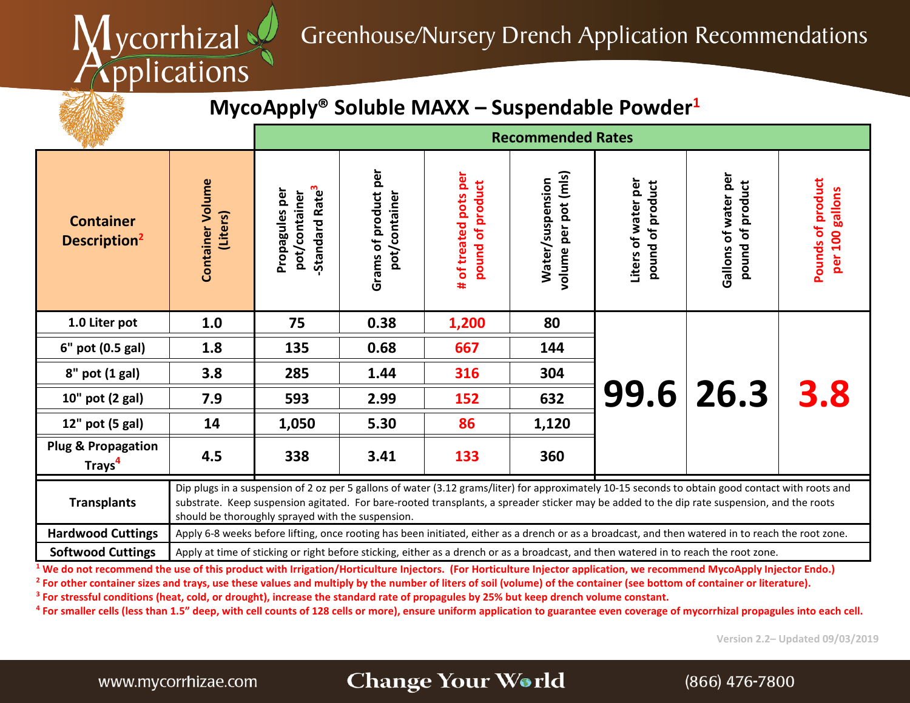# Mycorrhizal Applications

## Greenhouse/Nursery Drench Application Recommendations

### MycoApply® Soluble MAXX – Suspendable Powder[1]

| Container Description[2] | Container Volume (Liters) | Recommended Rates | | | | | | |
|---|---|---|---|---|---|---|---|---|
| | | Propagules per pot/container -Standard Rate[3] | Grams of product per pot/container | # of treated pots per pound of product | Water/suspension volume per pot (mls) | Liters of water per pound of product | Gallons of water per pound of product | Pounds of product per 100 gallons |
| 1.0 Liter pot | 1.0 | 75 | 0.38 | 1,200 | 80 | 99.6 | 26.3 | 3.8 |
| 6" pot (0.5 gal) | 1.8 | 135 | 0.68 | 667 | 144 | | | |
| 8" pot (1 gal) | 3.8 | 285 | 1.44 | 316 | 304 | | | |
| 10" pot (2 gal) | 7.9 | 593 | 2.99 | 152 | 632 | | | |
| 12" pot (5 gal) | 14 | 1,050 | 5.30 | 86 | 1,120 | | | |
| Plug & Propagation Trays[4] | 4.5 | 338 | 3.41 | 133 | 360 | | | |

| | |
|---|---|
| **Transplants** | Dip plugs in a suspension of 2 oz per 5 gallons of water (3.12 grams/liter) for approximately 10-15 seconds to obtain good contact with roots and substrate. Keep suspension agitated. For bare-rooted transplants, a spreader sticker may be added to the dip rate suspension, and the roots should be thoroughly sprayed with the suspension. |
| **Hardwood Cuttings** | Apply 6-8 weeks before lifting, once rooting has been initiated, either as a drench or as a broadcast, and then watered in to reach the root zone. |
| **Softwood Cuttings** | Apply at time of sticking or right before sticking, either as a drench or as a broadcast, and then watered in to reach the root zone. |

[1] We do not recommend the use of this product with Irrigation/Horticulture Injectors. (For Horticulture Injector application, we recommend MycoApply Injector Endo.)

[2] For other container sizes and trays, use these values and multiply by the number of liters of soil (volume) of the container (see bottom of container or literature).

[3] For stressful conditions (heat, cold, or drought), increase the standard rate of propagules by 25% but keep drench volume constant.

[4] For smaller cells (less than 1.5" deep, with cell counts of 128 cells or more), ensure uniform application to guarantee even coverage of mycorrhizal propagules into each cell.

Version 2.2– Updated 09/03/2019

www.mycorrhizae.com Change Your World (866) 476-7800